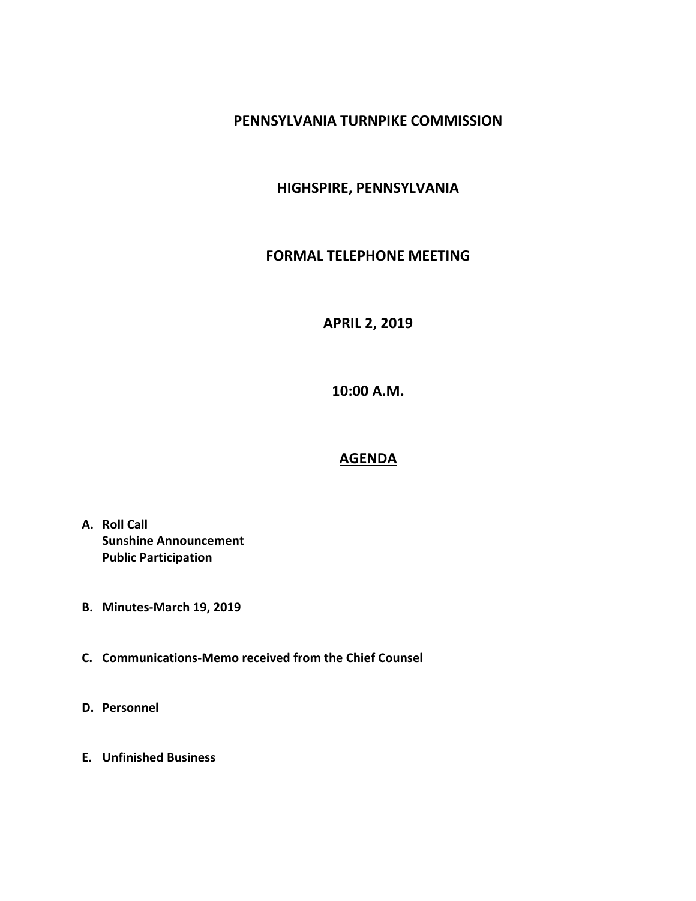# PENNSYLVANIA TURNPIKE COMMISSION

## HIGHSPIRE, PENNSYLVANIA

## FORMAL TELEPHONE MEETING

## APRIL 2, 2019

## 10:00 A.M.

## AGENDA

**A. Roll Call**
**Sunshine Announcement**
**Public Participation**

**B. Minutes-March 19, 2019**

**C. Communications-Memo received from the Chief Counsel**

**D. Personnel**

**E. Unfinished Business**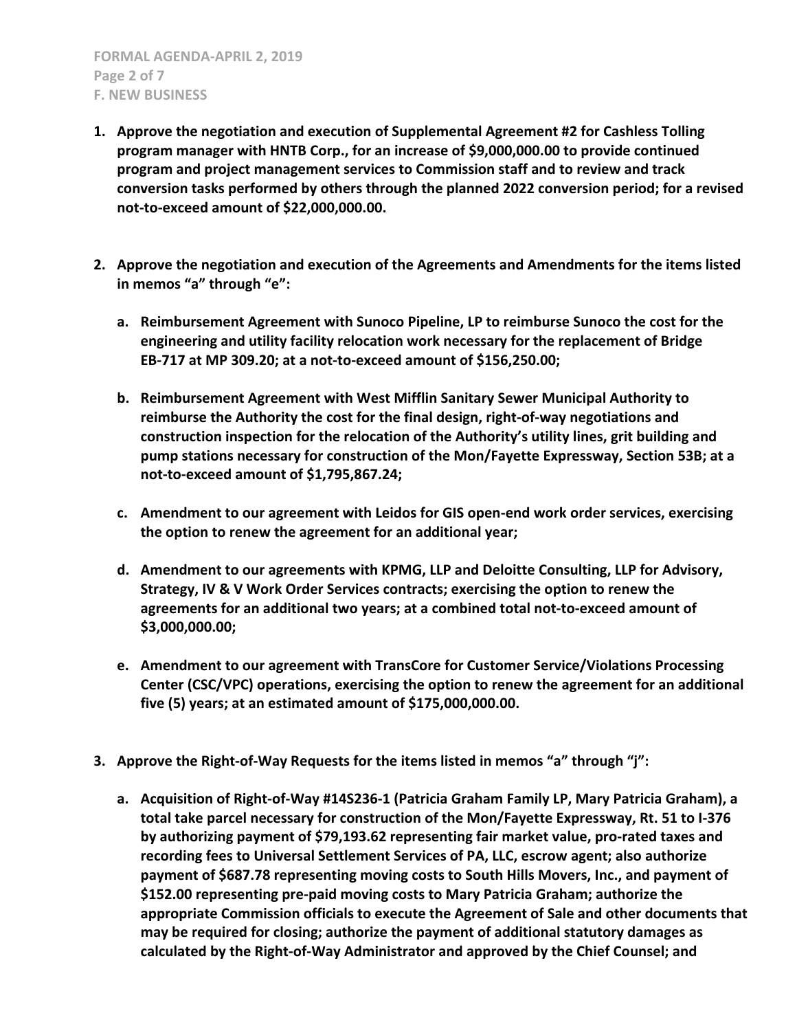**F. NEW BUSINESS**

1. **Approve the negotiation and execution of Supplemental Agreement #2 for Cashless Tolling program manager with HNTB Corp., for an increase of $9,000,000.00 to provide continued program and project management services to Commission staff and to review and track conversion tasks performed by others through the planned 2022 conversion period; for a revised not-to-exceed amount of $22,000,000.00.**

2. **Approve the negotiation and execution of the Agreements and Amendments for the items listed in memos "a" through "e":**

   a. **Reimbursement Agreement with Sunoco Pipeline, LP to reimburse Sunoco the cost for the engineering and utility facility relocation work necessary for the replacement of Bridge EB-717 at MP 309.20; at a not-to-exceed amount of $156,250.00;**

   b. **Reimbursement Agreement with West Mifflin Sanitary Sewer Municipal Authority to reimburse the Authority the cost for the final design, right-of-way negotiations and construction inspection for the relocation of the Authority's utility lines, grit building and pump stations necessary for construction of the Mon/Fayette Expressway, Section 53B; at a not-to-exceed amount of $1,795,867.24;**

   c. **Amendment to our agreement with Leidos for GIS open-end work order services, exercising the option to renew the agreement for an additional year;**

   d. **Amendment to our agreements with KPMG, LLP and Deloitte Consulting, LLP for Advisory, Strategy, IV & V Work Order Services contracts; exercising the option to renew the agreements for an additional two years; at a combined total not-to-exceed amount of $3,000,000.00;**

   e. **Amendment to our agreement with TransCore for Customer Service/Violations Processing Center (CSC/VPC) operations, exercising the option to renew the agreement for an additional five (5) years; at an estimated amount of $175,000,000.00.**

3. **Approve the Right-of-Way Requests for the items listed in memos "a" through "j":**

   a. **Acquisition of Right-of-Way #14S236-1 (Patricia Graham Family LP, Mary Patricia Graham), a total take parcel necessary for construction of the Mon/Fayette Expressway, Rt. 51 to I-376 by authorizing payment of $79,193.62 representing fair market value, pro-rated taxes and recording fees to Universal Settlement Services of PA, LLC, escrow agent; also authorize payment of $687.78 representing moving costs to South Hills Movers, Inc., and payment of $152.00 representing pre-paid moving costs to Mary Patricia Graham; authorize the appropriate Commission officials to execute the Agreement of Sale and other documents that may be required for closing; authorize the payment of additional statutory damages as calculated by the Right-of-Way Administrator and approved by the Chief Counsel; and**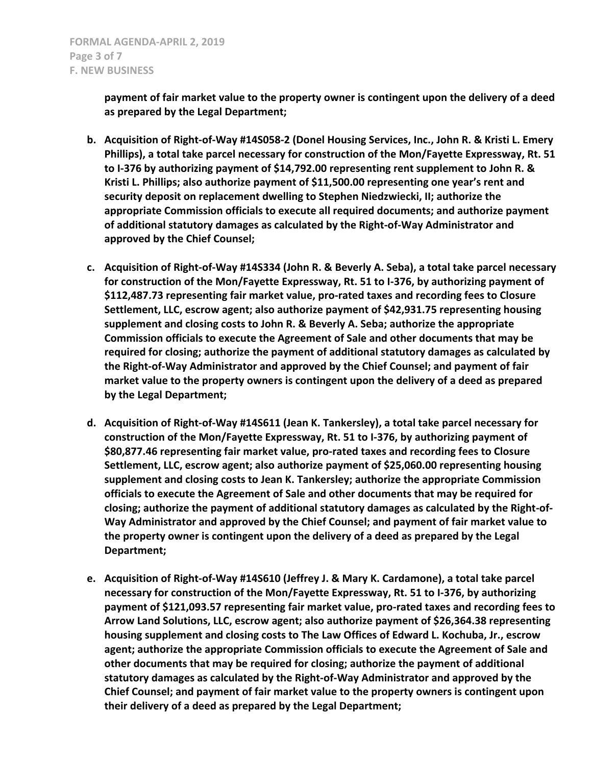**payment of fair market value to the property owner is contingent upon the delivery of a deed as prepared by the Legal Department;**

b. **Acquisition of Right-of-Way #14S058-2 (Donel Housing Services, Inc., John R. & Kristi L. Emery Phillips), a total take parcel necessary for construction of the Mon/Fayette Expressway, Rt. 51 to I-376 by authorizing payment of $14,792.00 representing rent supplement to John R. & Kristi L. Phillips; also authorize payment of $11,500.00 representing one year's rent and security deposit on replacement dwelling to Stephen Niedzwiecki, II; authorize the appropriate Commission officials to execute all required documents; and authorize payment of additional statutory damages as calculated by the Right-of-Way Administrator and approved by the Chief Counsel;**

c. **Acquisition of Right-of-Way #14S334 (John R. & Beverly A. Seba), a total take parcel necessary for construction of the Mon/Fayette Expressway, Rt. 51 to I-376, by authorizing payment of $112,487.73 representing fair market value, pro-rated taxes and recording fees to Closure Settlement, LLC, escrow agent; also authorize payment of $42,931.75 representing housing supplement and closing costs to John R. & Beverly A. Seba; authorize the appropriate Commission officials to execute the Agreement of Sale and other documents that may be required for closing; authorize the payment of additional statutory damages as calculated by the Right-of-Way Administrator and approved by the Chief Counsel; and payment of fair market value to the property owners is contingent upon the delivery of a deed as prepared by the Legal Department;**

d. **Acquisition of Right-of-Way #14S611 (Jean K. Tankersley), a total take parcel necessary for construction of the Mon/Fayette Expressway, Rt. 51 to I-376, by authorizing payment of $80,877.46 representing fair market value, pro-rated taxes and recording fees to Closure Settlement, LLC, escrow agent; also authorize payment of $25,060.00 representing housing supplement and closing costs to Jean K. Tankersley; authorize the appropriate Commission officials to execute the Agreement of Sale and other documents that may be required for closing; authorize the payment of additional statutory damages as calculated by the Right-of-Way Administrator and approved by the Chief Counsel; and payment of fair market value to the property owner is contingent upon the delivery of a deed as prepared by the Legal Department;**

e. **Acquisition of Right-of-Way #14S610 (Jeffrey J. & Mary K. Cardamone), a total take parcel necessary for construction of the Mon/Fayette Expressway, Rt. 51 to I-376, by authorizing payment of $121,093.57 representing fair market value, pro-rated taxes and recording fees to Arrow Land Solutions, LLC, escrow agent; also authorize payment of $26,364.38 representing housing supplement and closing costs to The Law Offices of Edward L. Kochuba, Jr., escrow agent; authorize the appropriate Commission officials to execute the Agreement of Sale and other documents that may be required for closing; authorize the payment of additional statutory damages as calculated by the Right-of-Way Administrator and approved by the Chief Counsel; and payment of fair market value to the property owners is contingent upon their delivery of a deed as prepared by the Legal Department;**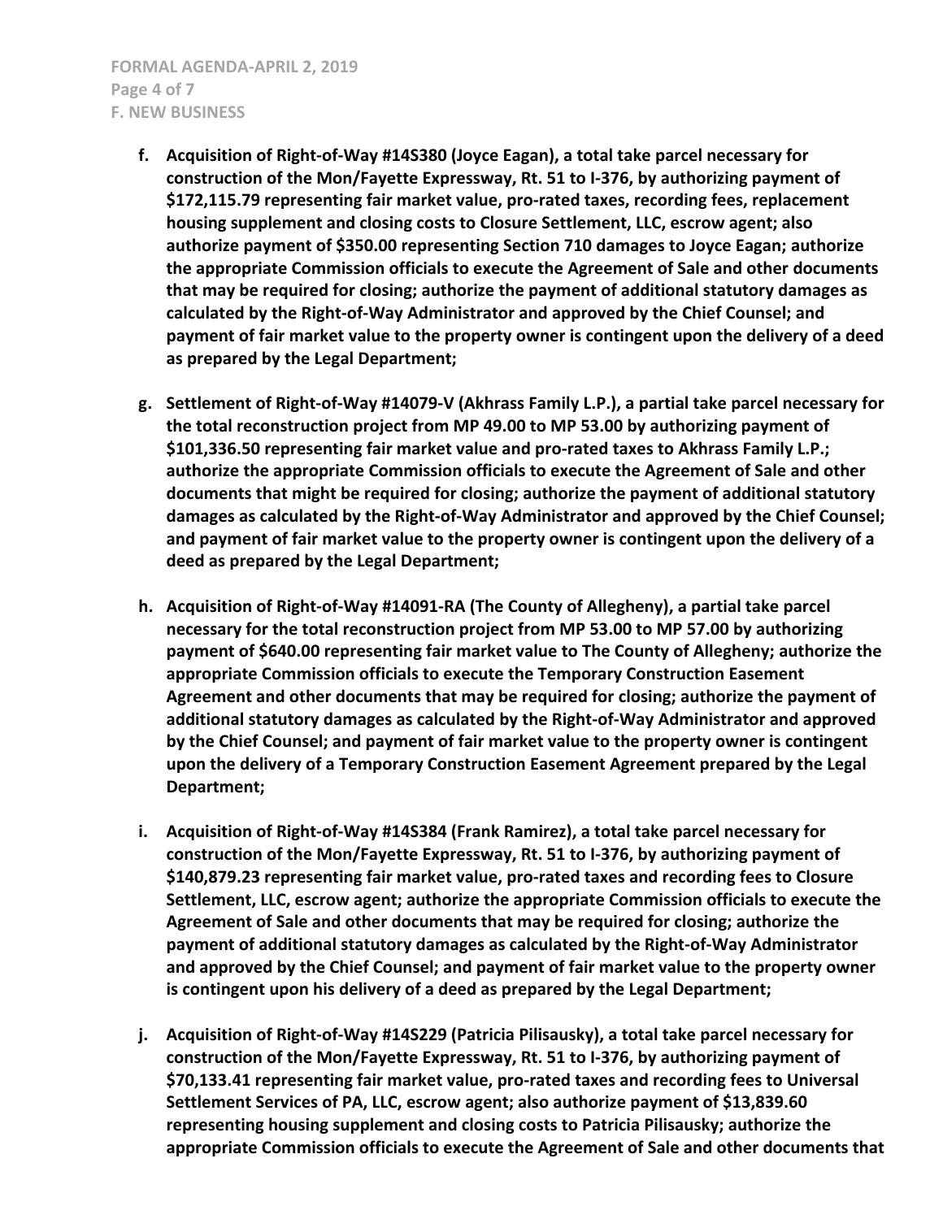f. **Acquisition of Right-of-Way #14S380 (Joyce Eagan), a total take parcel necessary for construction of the Mon/Fayette Expressway, Rt. 51 to I-376, by authorizing payment of $172,115.79 representing fair market value, pro-rated taxes, recording fees, replacement housing supplement and closing costs to Closure Settlement, LLC, escrow agent; also authorize payment of $350.00 representing Section 710 damages to Joyce Eagan; authorize the appropriate Commission officials to execute the Agreement of Sale and other documents that may be required for closing; authorize the payment of additional statutory damages as calculated by the Right-of-Way Administrator and approved by the Chief Counsel; and payment of fair market value to the property owner is contingent upon the delivery of a deed as prepared by the Legal Department;**

g. **Settlement of Right-of-Way #14079-V (Akhrass Family L.P.), a partial take parcel necessary for the total reconstruction project from MP 49.00 to MP 53.00 by authorizing payment of $101,336.50 representing fair market value and pro-rated taxes to Akhrass Family L.P.; authorize the appropriate Commission officials to execute the Agreement of Sale and other documents that might be required for closing; authorize the payment of additional statutory damages as calculated by the Right-of-Way Administrator and approved by the Chief Counsel; and payment of fair market value to the property owner is contingent upon the delivery of a deed as prepared by the Legal Department;**

h. **Acquisition of Right-of-Way #14091-RA (The County of Allegheny), a partial take parcel necessary for the total reconstruction project from MP 53.00 to MP 57.00 by authorizing payment of $640.00 representing fair market value to The County of Allegheny; authorize the appropriate Commission officials to execute the Temporary Construction Easement Agreement and other documents that may be required for closing; authorize the payment of additional statutory damages as calculated by the Right-of-Way Administrator and approved by the Chief Counsel; and payment of fair market value to the property owner is contingent upon the delivery of a Temporary Construction Easement Agreement prepared by the Legal Department;**

i. **Acquisition of Right-of-Way #14S384 (Frank Ramirez), a total take parcel necessary for construction of the Mon/Fayette Expressway, Rt. 51 to I-376, by authorizing payment of $140,879.23 representing fair market value, pro-rated taxes and recording fees to Closure Settlement, LLC, escrow agent; authorize the appropriate Commission officials to execute the Agreement of Sale and other documents that may be required for closing; authorize the payment of additional statutory damages as calculated by the Right-of-Way Administrator and approved by the Chief Counsel; and payment of fair market value to the property owner is contingent upon his delivery of a deed as prepared by the Legal Department;**

j. **Acquisition of Right-of-Way #14S229 (Patricia Pilisausky), a total take parcel necessary for construction of the Mon/Fayette Expressway, Rt. 51 to I-376, by authorizing payment of $70,133.41 representing fair market value, pro-rated taxes and recording fees to Universal Settlement Services of PA, LLC, escrow agent; also authorize payment of $13,839.60 representing housing supplement and closing costs to Patricia Pilisausky; authorize the appropriate Commission officials to execute the Agreement of Sale and other documents that**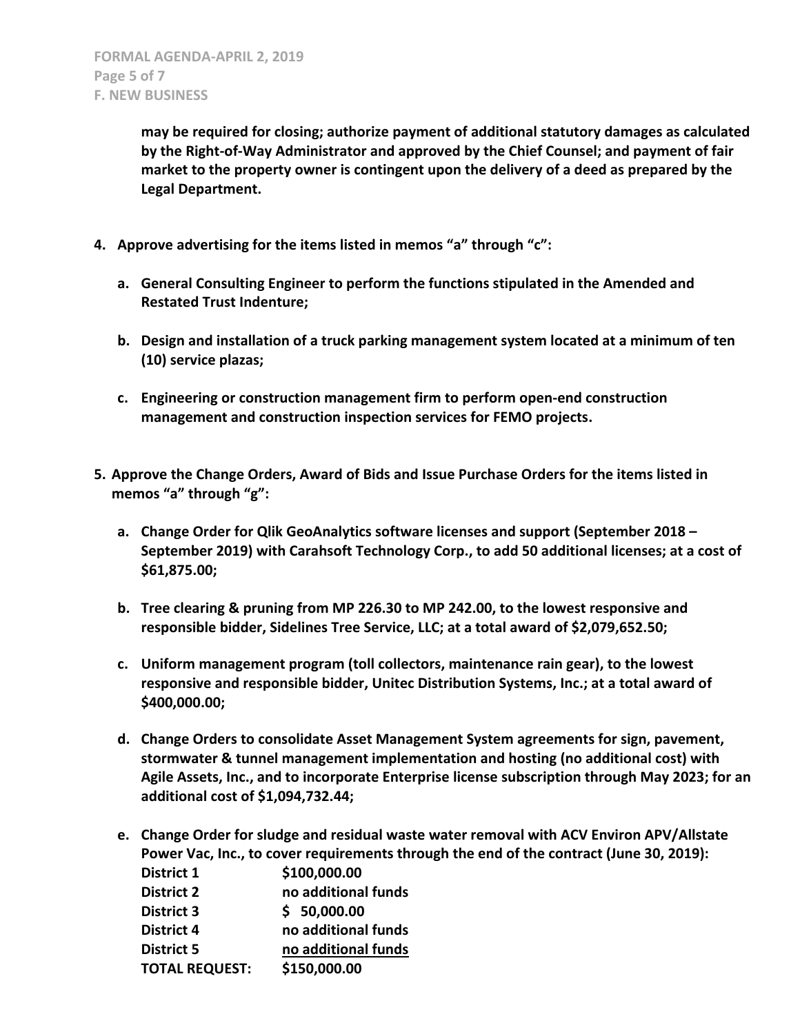**may be required for closing; authorize payment of additional statutory damages as calculated by the Right-of-Way Administrator and approved by the Chief Counsel; and payment of fair market to the property owner is contingent upon the delivery of a deed as prepared by the Legal Department.**

4. **Approve advertising for the items listed in memos "a" through "c":**

   a. **General Consulting Engineer to perform the functions stipulated in the Amended and Restated Trust Indenture;**

   b. **Design and installation of a truck parking management system located at a minimum of ten (10) service plazas;**

   c. **Engineering or construction management firm to perform open-end construction management and construction inspection services for FEMO projects.**

5. **Approve the Change Orders, Award of Bids and Issue Purchase Orders for the items listed in memos "a" through "g":**

   a. **Change Order for Qlik GeoAnalytics software licenses and support (September 2018 – September 2019) with Carahsoft Technology Corp., to add 50 additional licenses; at a cost of $61,875.00;**

   b. **Tree clearing & pruning from MP 226.30 to MP 242.00, to the lowest responsive and responsible bidder, Sidelines Tree Service, LLC; at a total award of $2,079,652.50;**

   c. **Uniform management program (toll collectors, maintenance rain gear), to the lowest responsive and responsible bidder, Unitec Distribution Systems, Inc.; at a total award of $400,000.00;**

   d. **Change Orders to consolidate Asset Management System agreements for sign, pavement, stormwater & tunnel management implementation and hosting (no additional cost) with Agile Assets, Inc., and to incorporate Enterprise license subscription through May 2023; for an additional cost of $1,094,732.44;**

   e. **Change Order for sludge and residual waste water removal with ACV Environ APV/Allstate Power Vac, Inc., to cover requirements through the end of the contract (June 30, 2019):**

| | |
|---|---|
| **District 1** | **$100,000.00** |
| **District 2** | **no additional funds** |
| **District 3** | **$ 50,000.00** |
| **District 4** | **no additional funds** |
| **District 5** | **no additional funds** |
| **TOTAL REQUEST:** | **$150,000.00** |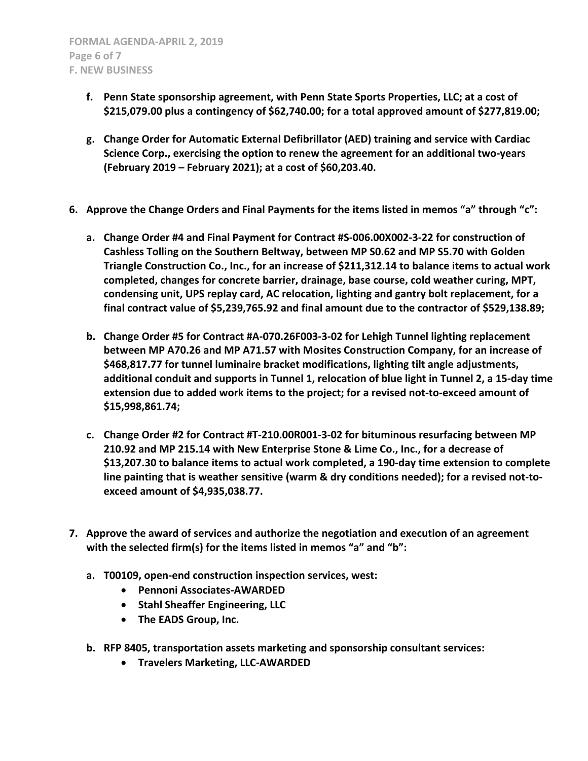- **f. Penn State sponsorship agreement, with Penn State Sports Properties, LLC; at a cost of $215,079.00 plus a contingency of $62,740.00; for a total approved amount of $277,819.00;**

- **g. Change Order for Automatic External Defibrillator (AED) training and service with Cardiac Science Corp., exercising the option to renew the agreement for an additional two-years (February 2019 – February 2021); at a cost of $60,203.40.**

**6. Approve the Change Orders and Final Payments for the items listed in memos "a" through "c":**

- **a. Change Order #4 and Final Payment for Contract #S-006.00X002-3-22 for construction of Cashless Tolling on the Southern Beltway, between MP S0.62 and MP S5.70 with Golden Triangle Construction Co., Inc., for an increase of $211,312.14 to balance items to actual work completed, changes for concrete barrier, drainage, base course, cold weather curing, MPT, condensing unit, UPS replay card, AC relocation, lighting and gantry bolt replacement, for a final contract value of $5,239,765.92 and final amount due to the contractor of $529,138.89;**

- **b. Change Order #5 for Contract #A-070.26F003-3-02 for Lehigh Tunnel lighting replacement between MP A70.26 and MP A71.57 with Mosites Construction Company, for an increase of $468,817.77 for tunnel luminaire bracket modifications, lighting tilt angle adjustments, additional conduit and supports in Tunnel 1, relocation of blue light in Tunnel 2, a 15-day time extension due to added work items to the project; for a revised not-to-exceed amount of $15,998,861.74;**

- **c. Change Order #2 for Contract #T-210.00R001-3-02 for bituminous resurfacing between MP 210.92 and MP 215.14 with New Enterprise Stone & Lime Co., Inc., for a decrease of $13,207.30 to balance items to actual work completed, a 190-day time extension to complete line painting that is weather sensitive (warm & dry conditions needed); for a revised not-to-exceed amount of $4,935,038.77.**

**7. Approve the award of services and authorize the negotiation and execution of an agreement with the selected firm(s) for the items listed in memos "a" and "b":**

- **a. T00109, open-end construction inspection services, west:**
  - **Pennoni Associates-AWARDED**
  - **Stahl Sheaffer Engineering, LLC**
  - **The EADS Group, Inc.**

- **b. RFP 8405, transportation assets marketing and sponsorship consultant services:**
  - **Travelers Marketing, LLC-AWARDED**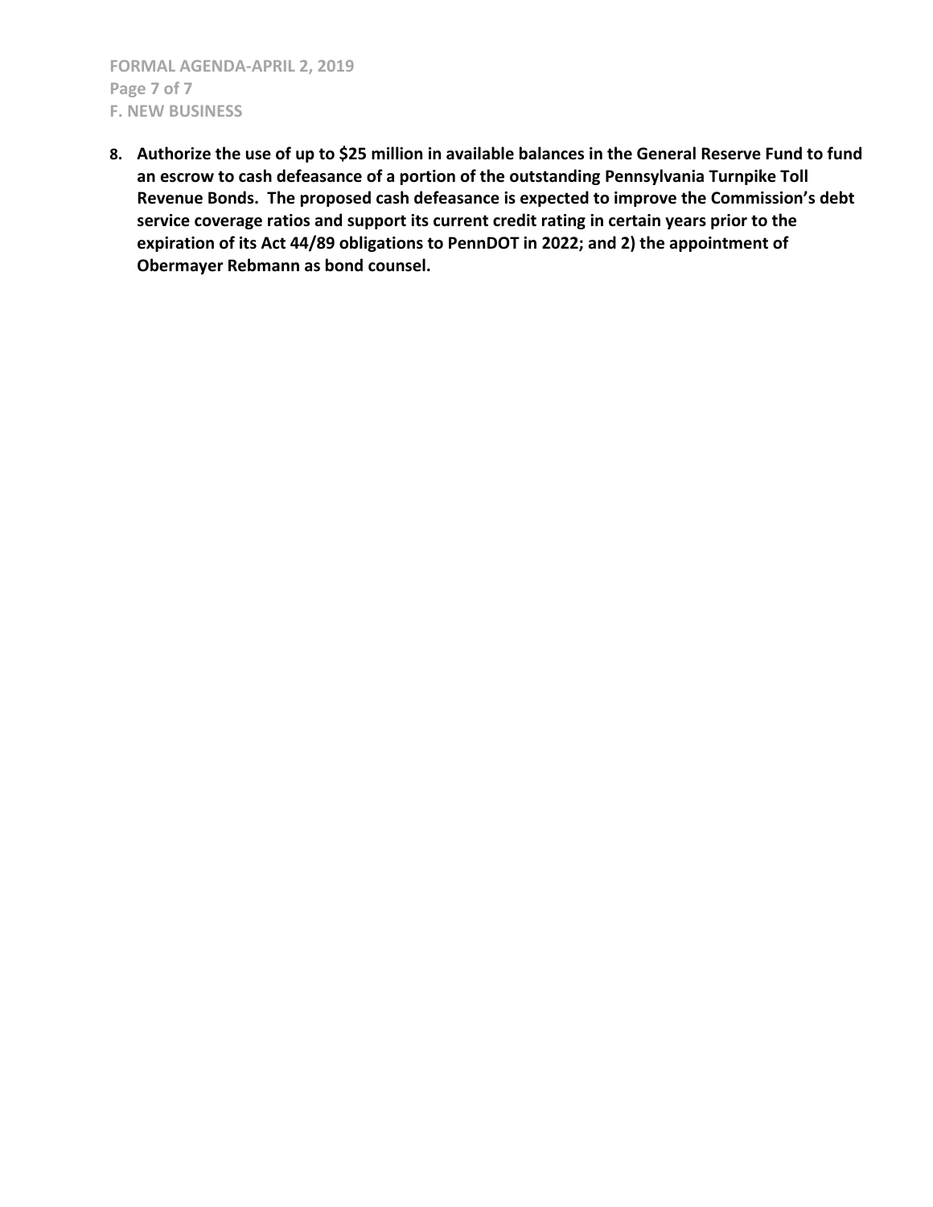8. **Authorize the use of up to $25 million in available balances in the General Reserve Fund to fund an escrow to cash defeasance of a portion of the outstanding Pennsylvania Turnpike Toll Revenue Bonds. The proposed cash defeasance is expected to improve the Commission's debt service coverage ratios and support its current credit rating in certain years prior to the expiration of its Act 44/89 obligations to PennDOT in 2022; and 2) the appointment of Obermayer Rebmann as bond counsel.**